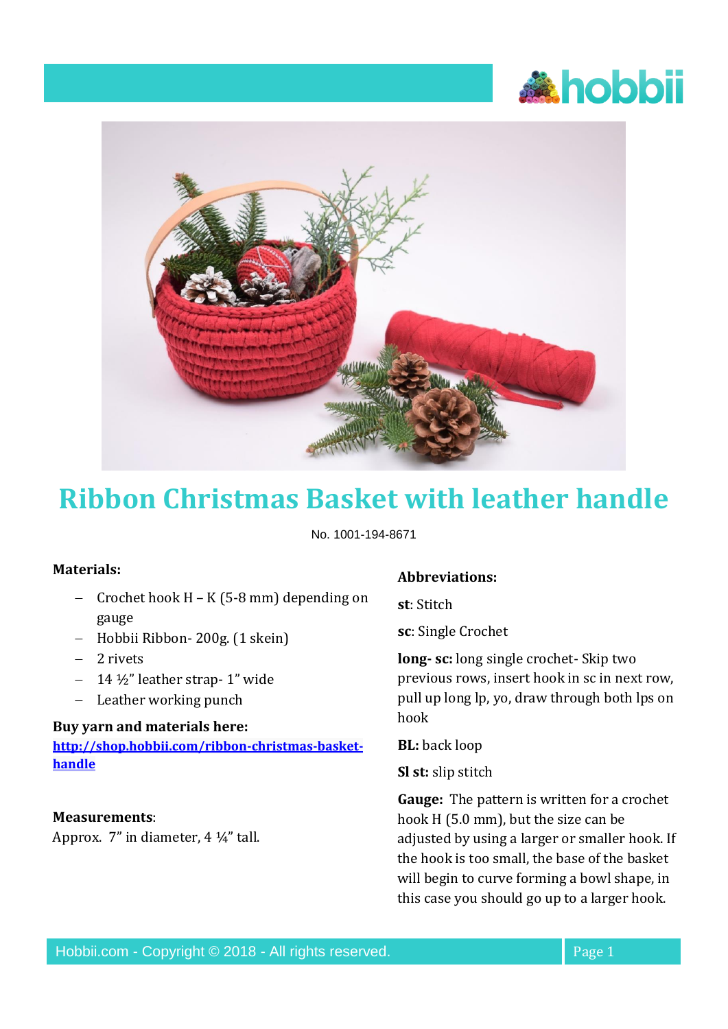# Ribbon Christmas Basket with leather handle

No. 1001-194-8671

**Materials:**

- Crochet hook H – K (5-8 mm) depending on gauge
- Hobbii Ribbon- 200g. (1 skein)
- 2 rivets
- 14 ½" leather strap- 1" wide
- Leather working punch

**Buy yarn and materials here:**
[http://shop.hobbii.com/ribbon-christmas-basket-handle](http://shop.hobbii.com/ribbon-christmas-basket-handle)

**Measurements**:
Approx. 7" in diameter, 4 ¼" tall.

**Abbreviations:**

**st**: Stitch

**sc**: Single Crochet

**long- sc:** long single crochet- Skip two previous rows, insert hook in sc in next row, pull up long lp, yo, draw through both lps on hook

**BL:** back loop

**Sl st:** slip stitch

**Gauge:** The pattern is written for a crochet hook H (5.0 mm), but the size can be adjusted by using a larger or smaller hook. If the hook is too small, the base of the basket will begin to curve forming a bowl shape, in this case you should go up to a larger hook.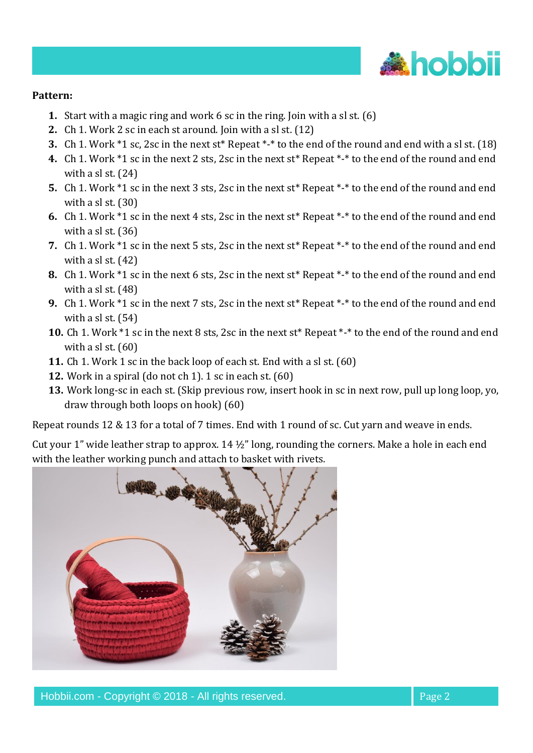**Pattern:**

1. Start with a magic ring and work 6 sc in the ring. Join with a sl st. (6)
2. Ch 1. Work 2 sc in each st around. Join with a sl st. (12)
3. Ch 1. Work *1 sc, 2sc in the next st* Repeat *-* to the end of the round and end with a sl st. (18)
4. Ch 1. Work *1 sc in the next 2 sts, 2sc in the next st* Repeat *-* to the end of the round and end with a sl st. (24)
5. Ch 1. Work *1 sc in the next 3 sts, 2sc in the next st* Repeat *-* to the end of the round and end with a sl st. (30)
6. Ch 1. Work *1 sc in the next 4 sts, 2sc in the next st* Repeat *-* to the end of the round and end with a sl st. (36)
7. Ch 1. Work *1 sc in the next 5 sts, 2sc in the next st* Repeat *-* to the end of the round and end with a sl st. (42)
8. Ch 1. Work *1 sc in the next 6 sts, 2sc in the next st* Repeat *-* to the end of the round and end with a sl st. (48)
9. Ch 1. Work *1 sc in the next 7 sts, 2sc in the next st* Repeat *-* to the end of the round and end with a sl st. (54)
10. Ch 1. Work *1 sc in the next 8 sts, 2sc in the next st* Repeat *-* to the end of the round and end with a sl st. (60)
11. Ch 1. Work 1 sc in the back loop of each st. End with a sl st. (60)
12. Work in a spiral (do not ch 1). 1 sc in each st. (60)
13. Work long-sc in each st. (Skip previous row, insert hook in sc in next row, pull up long loop, yo, draw through both loops on hook) (60)

Repeat rounds 12 & 13 for a total of 7 times. End with 1 round of sc. Cut yarn and weave in ends.

Cut your 1" wide leather strap to approx. 14 ½" long, rounding the corners. Make a hole in each end with the leather working punch and attach to basket with rivets.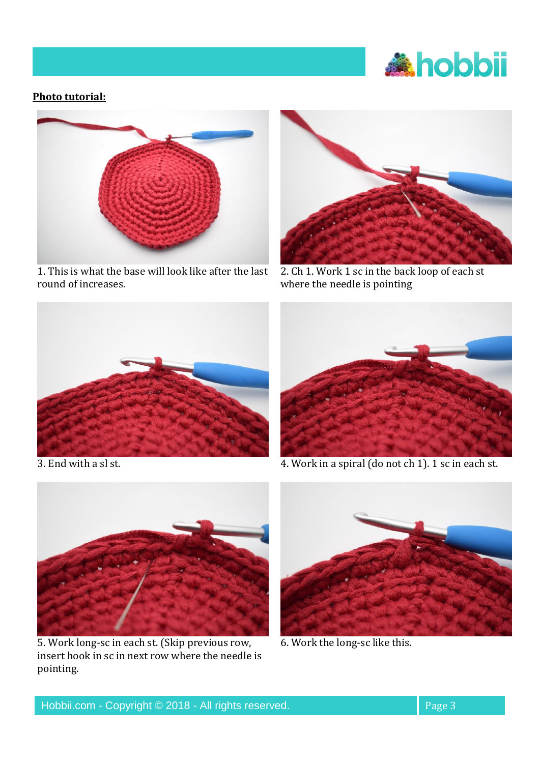**Photo tutorial:**

1. This is what the base will look like after the last round of increases.

2. Ch 1. Work 1 sc in the back loop of each st where the needle is pointing

3. End with a sl st.

4. Work in a spiral (do not ch 1). 1 sc in each st.

5. Work long-sc in each st. (Skip previous row, insert hook in sc in next row where the needle is pointing.

6. Work the long-sc like this.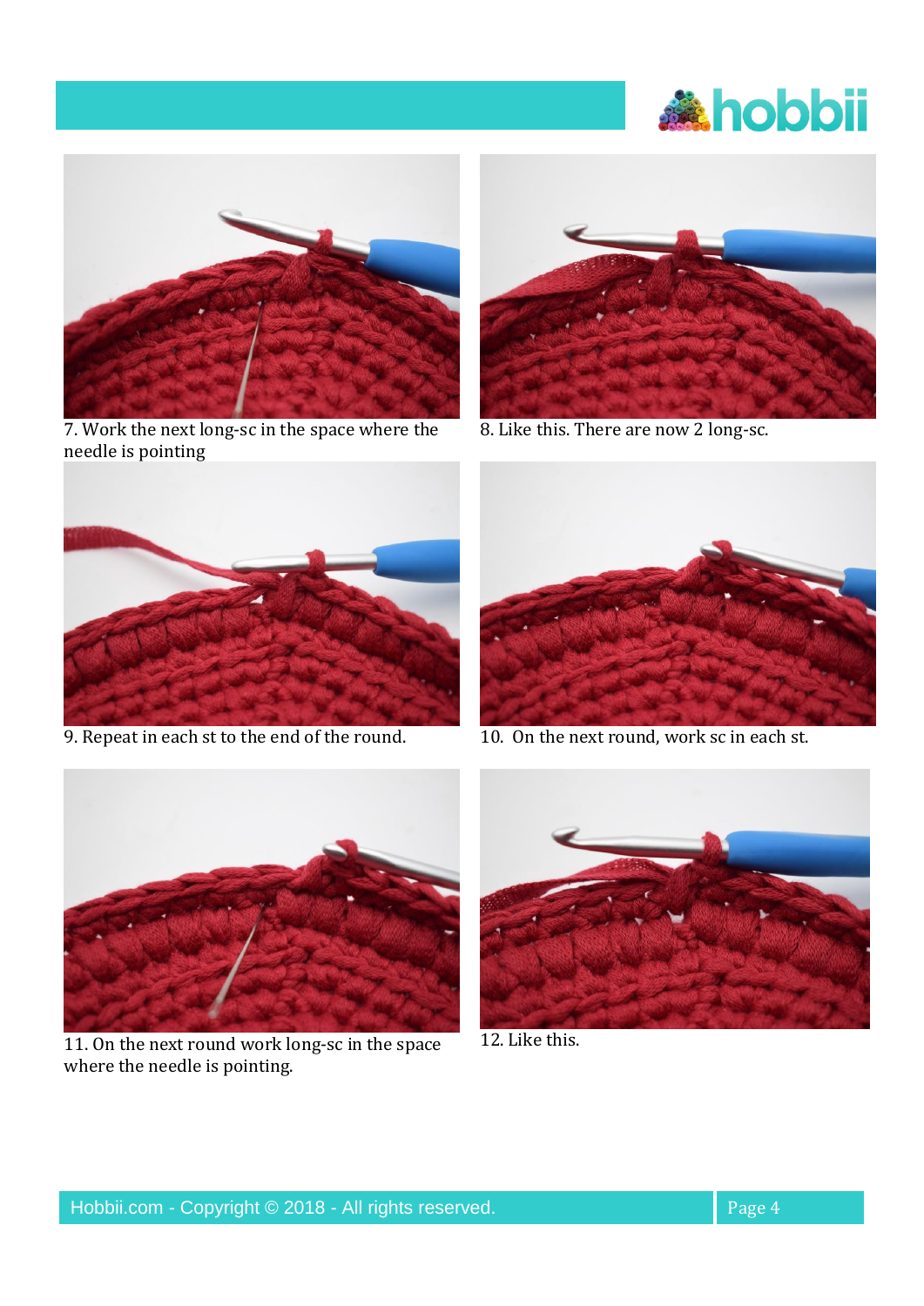7. Work the next long-sc in the space where the needle is pointing

8. Like this. There are now 2 long-sc.

9. Repeat in each st to the end of the round.

10. On the next round, work sc in each st.

11. On the next round work long-sc in the space where the needle is pointing.

12. Like this.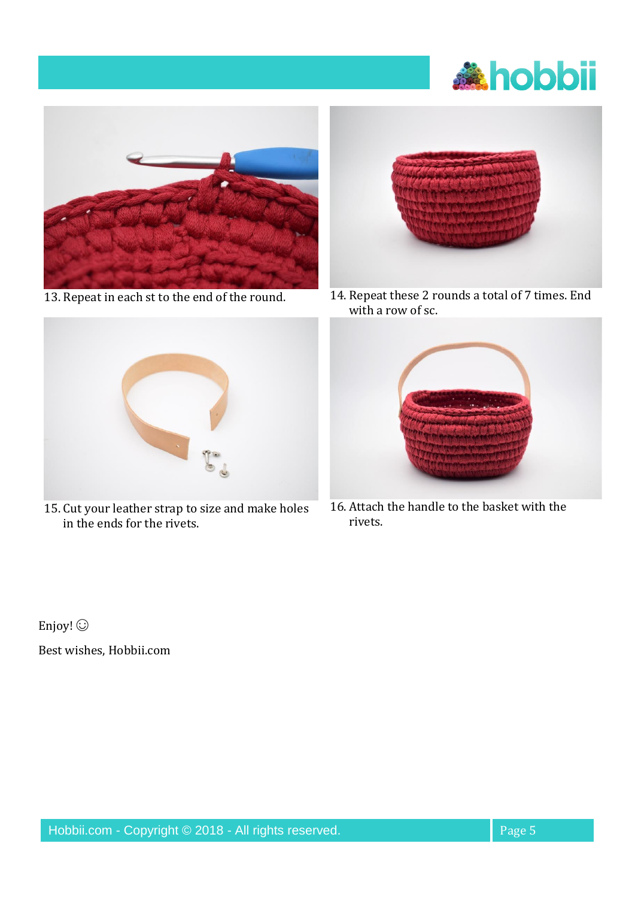13. Repeat in each st to the end of the round.

14. Repeat these 2 rounds a total of 7 times. End with a row of sc.

15. Cut your leather strap to size and make holes in the ends for the rivets.

16. Attach the handle to the basket with the rivets.

Enjoy! ☺

Best wishes, Hobbii.com